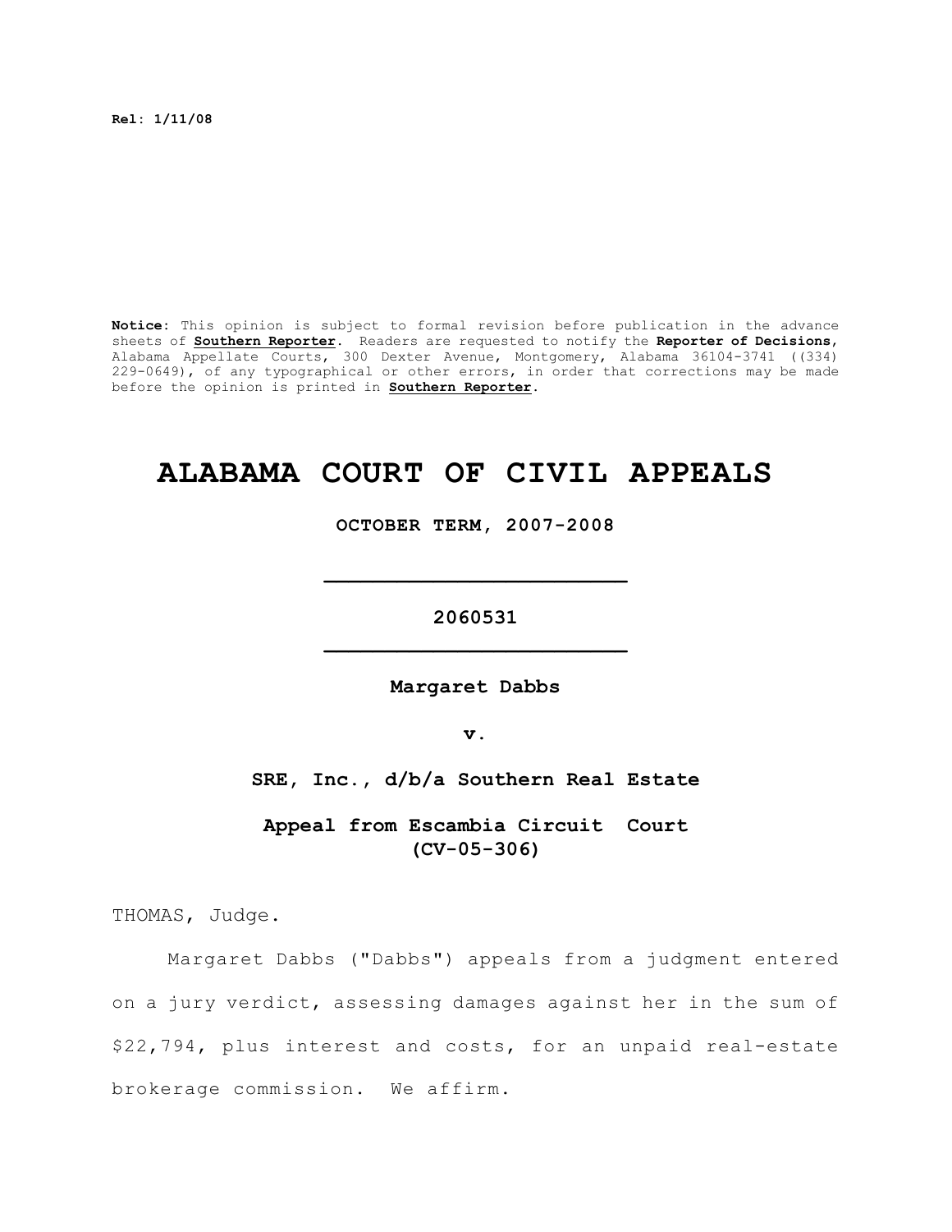Rel: 1/11/08

**Notice:** This opinion is subject to formal revision before publication in the advance sheets of **Southern Reporter**. Readers are requested to notify the **Reporter of Decisions**, Alabama Appellate Courts, 300 Dexter Avenue, Montgomery, Alabama 36104-3741 ((334) 229-0649), of any typographical or other errors, in order that corrections may be made before the opinion is printed in **Southern Reporter**.

# ALABAMA COURT OF CIVIL APPEALS

**OCTOBER TERM, 2007-2008**

**2060531**

**Margaret Dabbs**

**v.**

**SRE, Inc., d/b/a Southern Real Estate**

**Appeal from Escambia Circuit Court (CV-05-306)**

THOMAS, Judge.

Margaret Dabbs ("Dabbs") appeals from a judgment entered on a jury verdict, assessing damages against her in the sum of $22,794, plus interest and costs, for an unpaid real-estate brokerage commission. We affirm.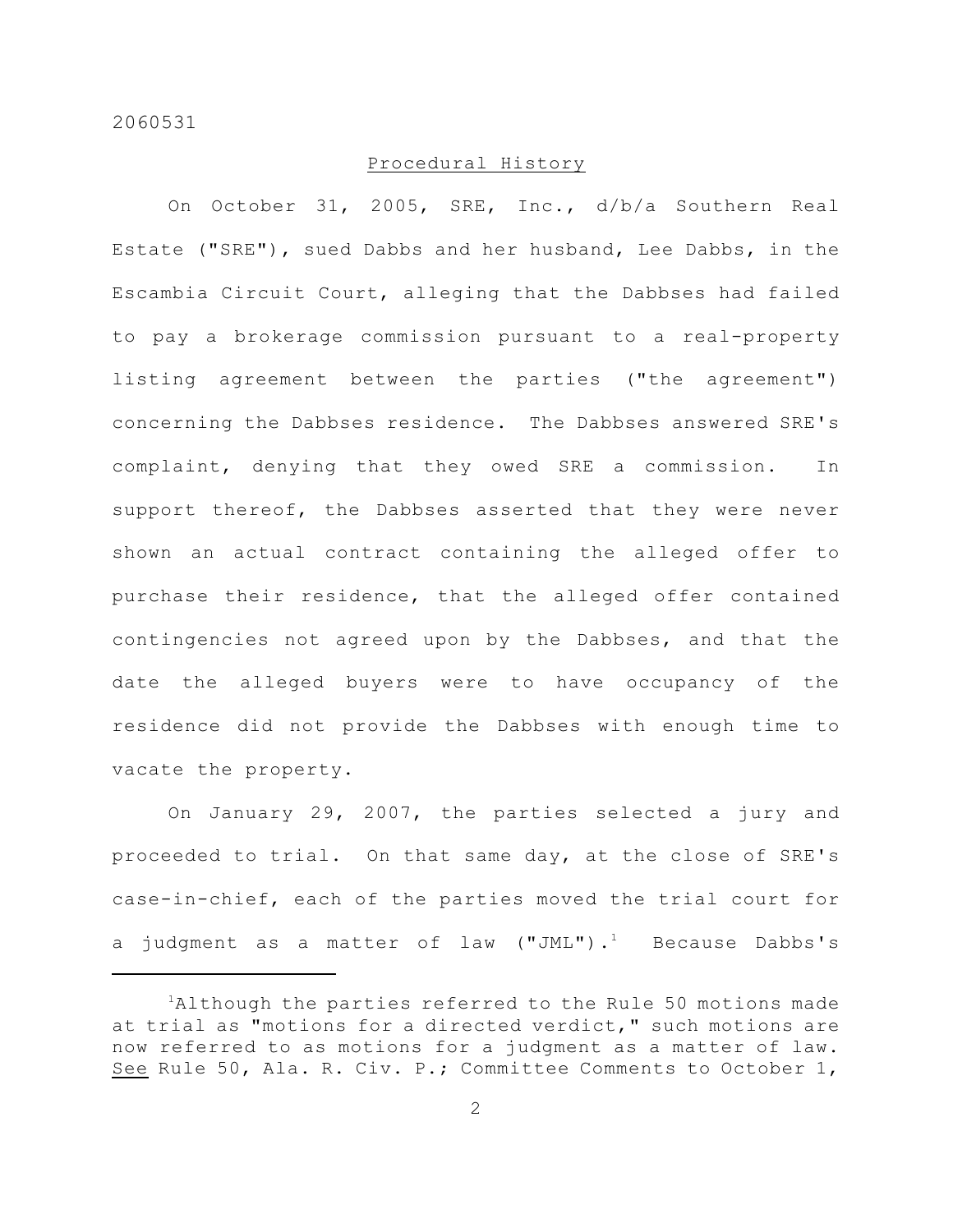## Procedural History

On October 31, 2005, SRE, Inc., d/b/a Southern Real Estate ("SRE"), sued Dabbs and her husband, Lee Dabbs, in the Escambia Circuit Court, alleging that the Dabbses had failed to pay a brokerage commission pursuant to a real-property listing agreement between the parties ("the agreement") concerning the Dabbses residence. The Dabbses answered SRE's complaint, denying that they owed SRE a commission. In support thereof, the Dabbses asserted that they were never shown an actual contract containing the alleged offer to purchase their residence, that the alleged offer contained contingencies not agreed upon by the Dabbses, and that the date the alleged buyers were to have occupancy of the residence did not provide the Dabbses with enough time to vacate the property.

On January 29, 2007, the parties selected a jury and proceeded to trial. On that same day, at the close of SRE's case-in-chief, each of the parties moved the trial court for a judgment as a matter of law ("JML").[1] Because Dabbs's

---

[1]Although the parties referred to the Rule 50 motions made at trial as "motions for a directed verdict," such motions are now referred to as motions for a judgment as a matter of law. See Rule 50, Ala. R. Civ. P.; Committee Comments to October 1,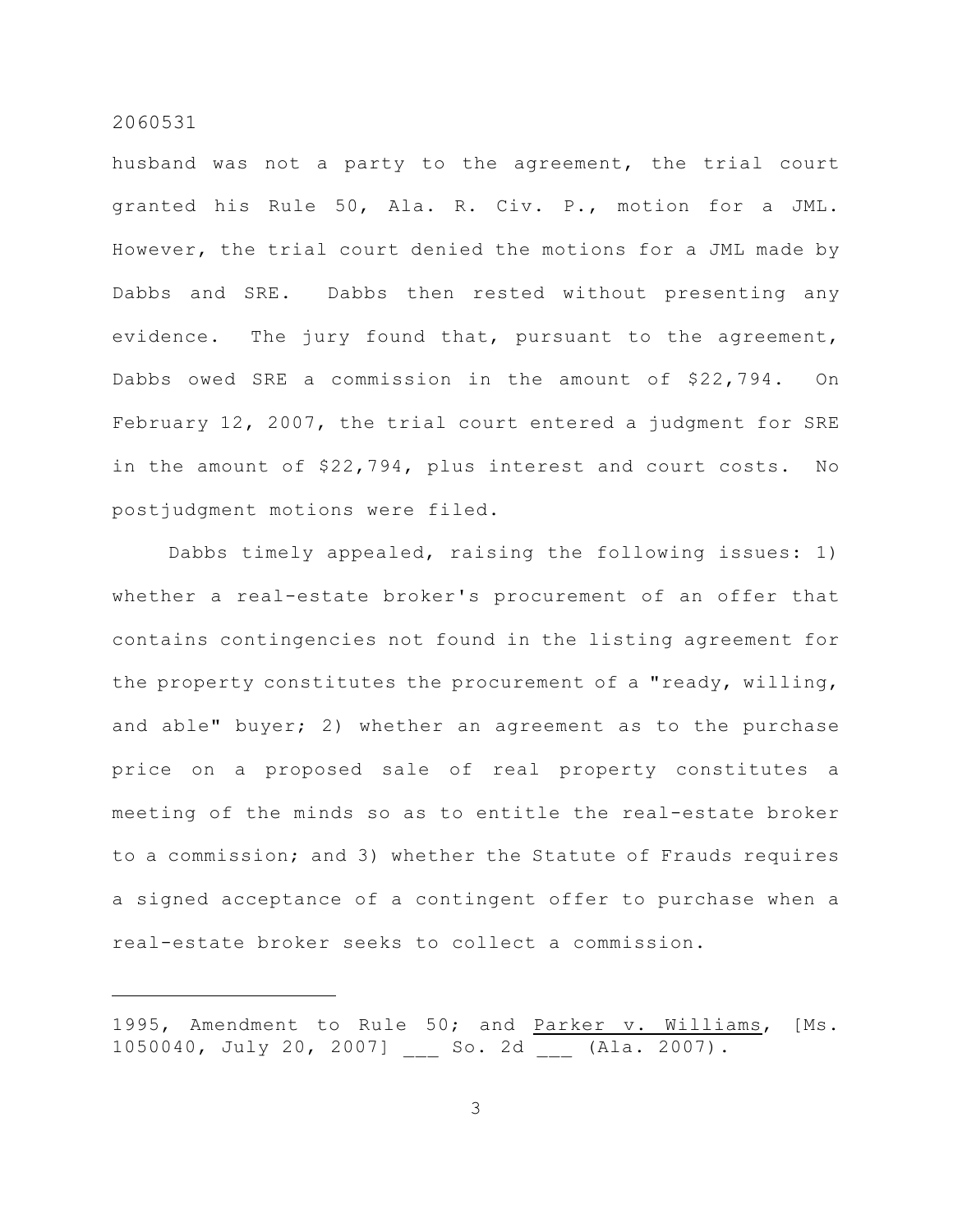husband was not a party to the agreement, the trial court granted his Rule 50, Ala. R. Civ. P., motion for a JML. However, the trial court denied the motions for a JML made by Dabbs and SRE. Dabbs then rested without presenting any evidence. The jury found that, pursuant to the agreement, Dabbs owed SRE a commission in the amount of $22,794. On February 12, 2007, the trial court entered a judgment for SRE in the amount of $22,794, plus interest and court costs. No postjudgment motions were filed.

Dabbs timely appealed, raising the following issues: 1) whether a real-estate broker's procurement of an offer that contains contingencies not found in the listing agreement for the property constitutes the procurement of a "ready, willing, and able" buyer; 2) whether an agreement as to the purchase price on a proposed sale of real property constitutes a meeting of the minds so as to entitle the real-estate broker to a commission; and 3) whether the Statute of Frauds requires a signed acceptance of a contingent offer to purchase when a real-estate broker seeks to collect a commission.

---

1995, Amendment to Rule 50; and Parker v. Williams, [Ms. 1050040, July 20, 2007] ___ So. 2d ___ (Ala. 2007).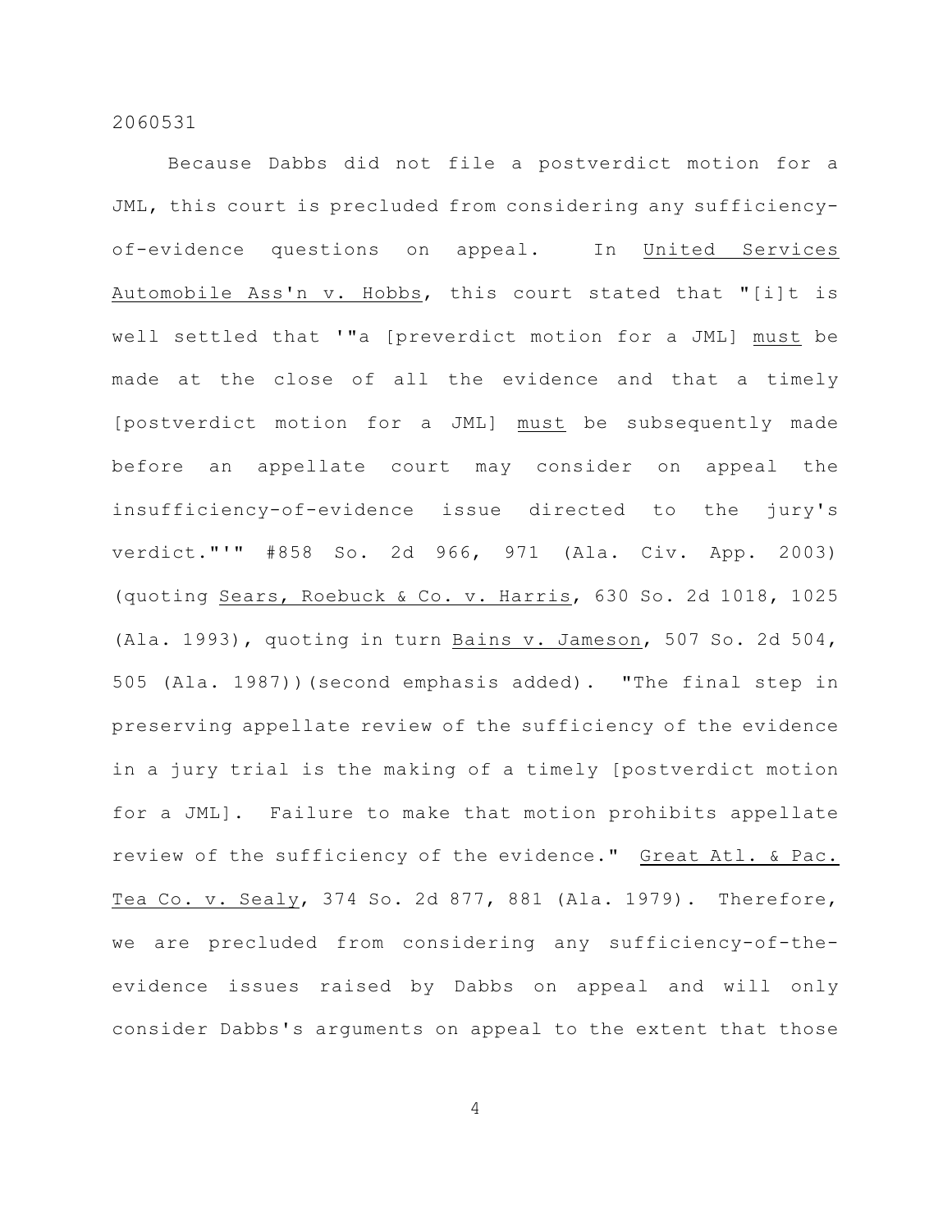Because Dabbs did not file a postverdict motion for a JML, this court is precluded from considering any sufficiency-of-evidence questions on appeal. In United Services Automobile Ass'n v. Hobbs, this court stated that "[i]t is well settled that '"a [preverdict motion for a JML] must be made at the close of all the evidence and that a timely [postverdict motion for a JML] must be subsequently made before an appellate court may consider on appeal the insufficiency-of-evidence issue directed to the jury's verdict."'" 858 So. 2d 966, 971 (Ala. Civ. App. 2003) (quoting Sears, Roebuck & Co. v. Harris, 630 So. 2d 1018, 1025 (Ala. 1993), quoting in turn Bains v. Jameson, 507 So. 2d 504, 505 (Ala. 1987))(second emphasis added). "The final step in preserving appellate review of the sufficiency of the evidence in a jury trial is the making of a timely [postverdict motion for a JML]. Failure to make that motion prohibits appellate review of the sufficiency of the evidence." Great Atl. & Pac. Tea Co. v. Sealy, 374 So. 2d 877, 881 (Ala. 1979). Therefore, we are precluded from considering any sufficiency-of-the-evidence issues raised by Dabbs on appeal and will only consider Dabbs's arguments on appeal to the extent that those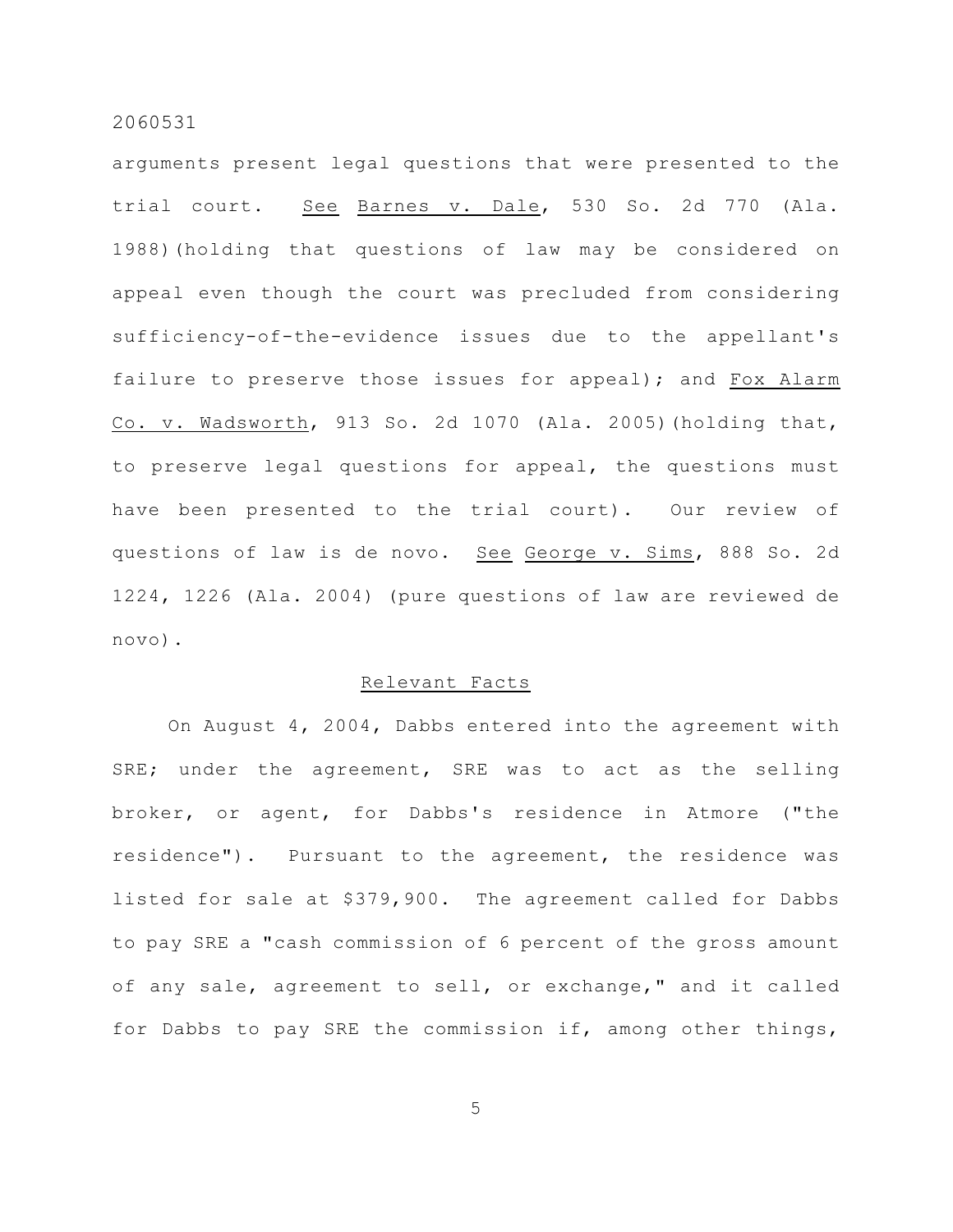arguments present legal questions that were presented to the trial court. _See_ _Barnes v. Dale_, 530 So. 2d 770 (Ala. 1988)(holding that questions of law may be considered on appeal even though the court was precluded from considering sufficiency-of-the-evidence issues due to the appellant's failure to preserve those issues for appeal); and _Fox Alarm Co. v. Wadsworth_, 913 So. 2d 1070 (Ala. 2005)(holding that, to preserve legal questions for appeal, the questions must have been presented to the trial court). Our review of questions of law is de novo. _See_ _George v. Sims_, 888 So. 2d 1224, 1226 (Ala. 2004) (pure questions of law are reviewed de novo).

## Relevant Facts

On August 4, 2004, Dabbs entered into the agreement with SRE; under the agreement, SRE was to act as the selling broker, or agent, for Dabbs's residence in Atmore ("the residence"). Pursuant to the agreement, the residence was listed for sale at $379,900. The agreement called for Dabbs to pay SRE a "cash commission of 6 percent of the gross amount of any sale, agreement to sell, or exchange," and it called for Dabbs to pay SRE the commission if, among other things,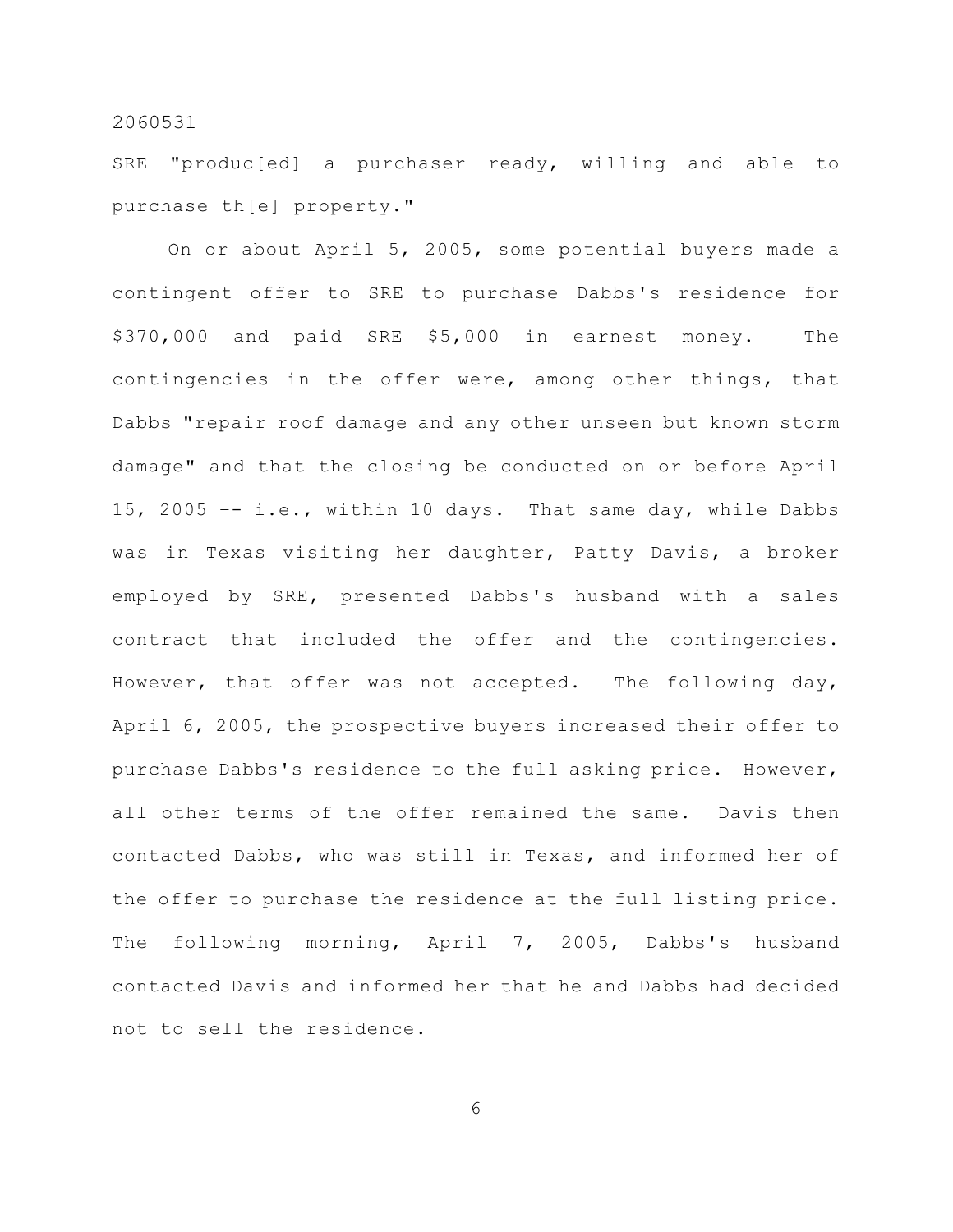SRE "produc[ed] a purchaser ready, willing and able to purchase th[e] property."

On or about April 5, 2005, some potential buyers made a contingent offer to SRE to purchase Dabbs's residence for $370,000 and paid SRE $5,000 in earnest money. The contingencies in the offer were, among other things, that Dabbs "repair roof damage and any other unseen but known storm damage" and that the closing be conducted on or before April 15, 2005 -- i.e., within 10 days. That same day, while Dabbs was in Texas visiting her daughter, Patty Davis, a broker employed by SRE, presented Dabbs's husband with a sales contract that included the offer and the contingencies. However, that offer was not accepted. The following day, April 6, 2005, the prospective buyers increased their offer to purchase Dabbs's residence to the full asking price. However, all other terms of the offer remained the same. Davis then contacted Dabbs, who was still in Texas, and informed her of the offer to purchase the residence at the full listing price. The following morning, April 7, 2005, Dabbs's husband contacted Davis and informed her that he and Dabbs had decided not to sell the residence.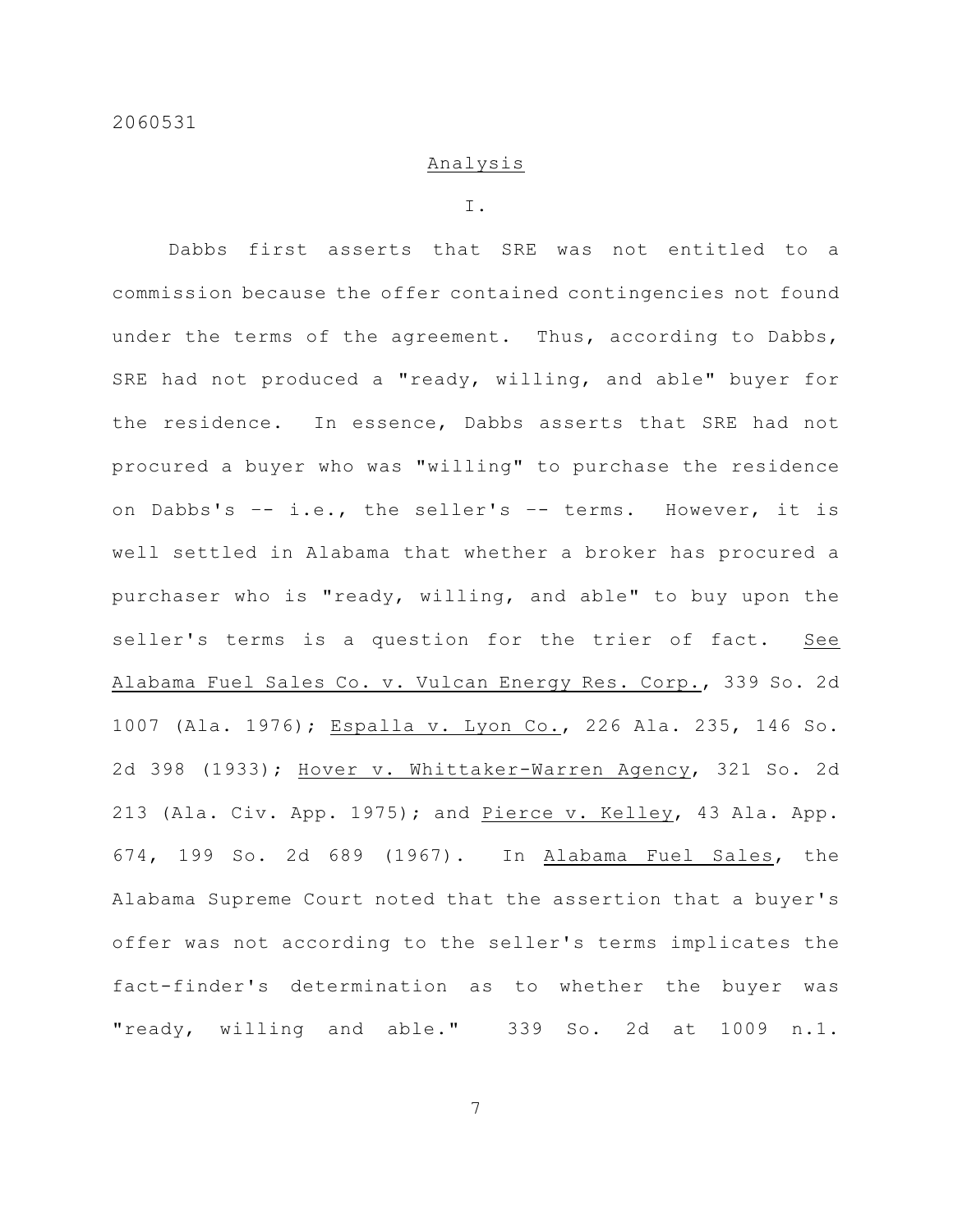## Analysis

### I.

Dabbs first asserts that SRE was not entitled to a commission because the offer contained contingencies not found under the terms of the agreement. Thus, according to Dabbs, SRE had not produced a "ready, willing, and able" buyer for the residence. In essence, Dabbs asserts that SRE had not procured a buyer who was "willing" to purchase the residence on Dabbs's -- i.e., the seller's -- terms. However, it is well settled in Alabama that whether a broker has procured a purchaser who is "ready, willing, and able" to buy upon the seller's terms is a question for the trier of fact. See Alabama Fuel Sales Co. v. Vulcan Energy Res. Corp., 339 So. 2d 1007 (Ala. 1976); Espalla v. Lyon Co., 226 Ala. 235, 146 So. 2d 398 (1933); Hover v. Whittaker-Warren Agency, 321 So. 2d 213 (Ala. Civ. App. 1975); and Pierce v. Kelley, 43 Ala. App. 674, 199 So. 2d 689 (1967). In Alabama Fuel Sales, the Alabama Supreme Court noted that the assertion that a buyer's offer was not according to the seller's terms implicates the fact-finder's determination as to whether the buyer was "ready, willing and able." 339 So. 2d at 1009 n.1.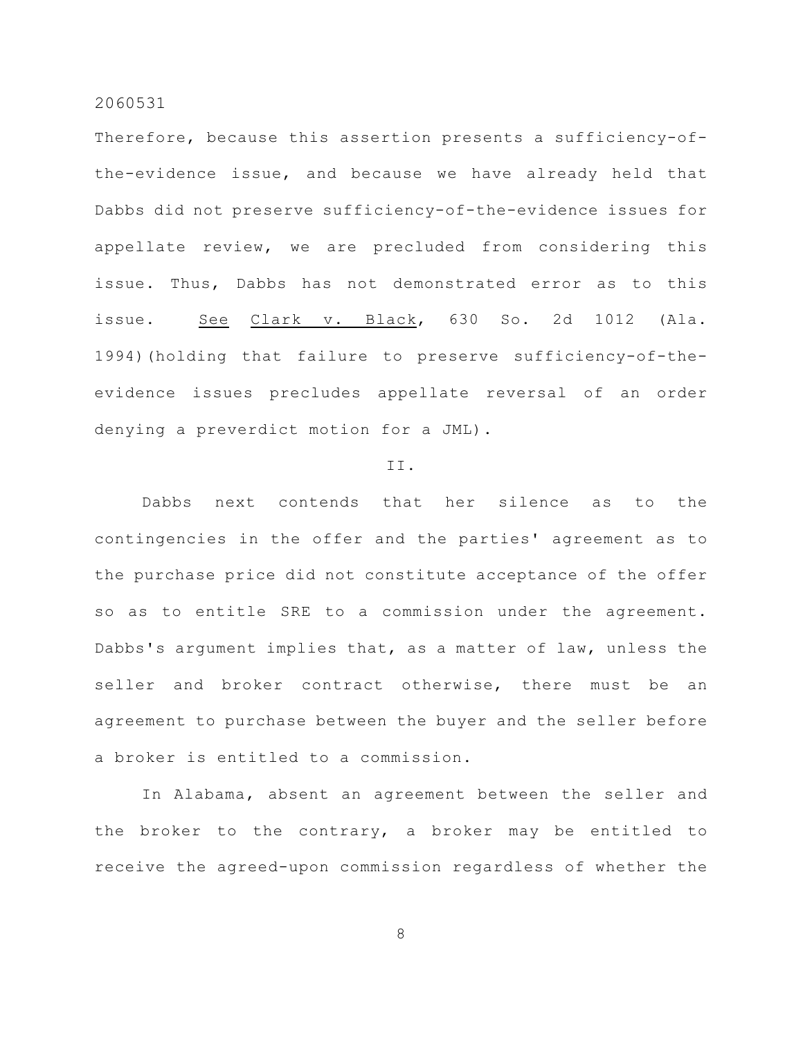Therefore, because this assertion presents a sufficiency-of-the-evidence issue, and because we have already held that Dabbs did not preserve sufficiency-of-the-evidence issues for appellate review, we are precluded from considering this issue. Thus, Dabbs has not demonstrated error as to this issue. See Clark v. Black, 630 So. 2d 1012 (Ala. 1994)(holding that failure to preserve sufficiency-of-the-evidence issues precludes appellate reversal of an order denying a preverdict motion for a JML).

II.

Dabbs next contends that her silence as to the contingencies in the offer and the parties' agreement as to the purchase price did not constitute acceptance of the offer so as to entitle SRE to a commission under the agreement. Dabbs's argument implies that, as a matter of law, unless the seller and broker contract otherwise, there must be an agreement to purchase between the buyer and the seller before a broker is entitled to a commission.

In Alabama, absent an agreement between the seller and the broker to the contrary, a broker may be entitled to receive the agreed-upon commission regardless of whether the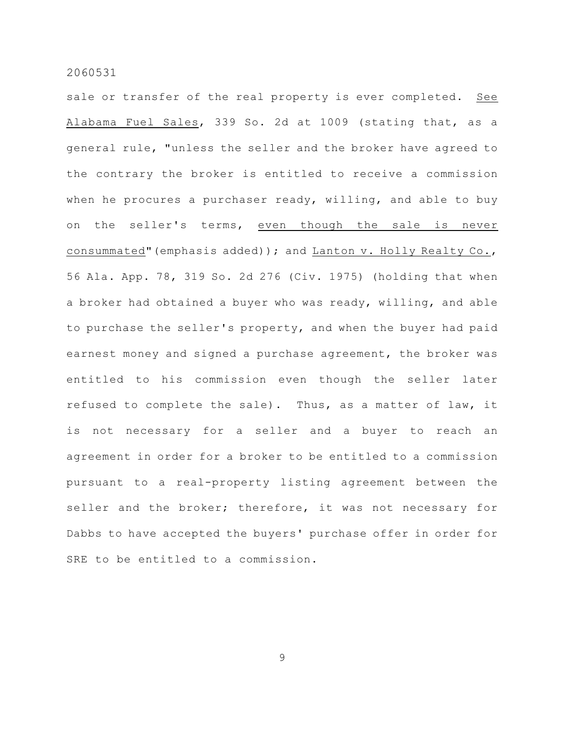sale or transfer of the real property is ever completed. _See_ _Alabama Fuel Sales_, 339 So. 2d at 1009 (stating that, as a general rule, "unless the seller and the broker have agreed to the contrary the broker is entitled to receive a commission when he procures a purchaser ready, willing, and able to buy on the seller's terms, _even though the sale is never consummated_"(emphasis added)); and _Lanton v. Holly Realty Co._, 56 Ala. App. 78, 319 So. 2d 276 (Civ. 1975) (holding that when a broker had obtained a buyer who was ready, willing, and able to purchase the seller's property, and when the buyer had paid earnest money and signed a purchase agreement, the broker was entitled to his commission even though the seller later refused to complete the sale). Thus, as a matter of law, it is not necessary for a seller and a buyer to reach an agreement in order for a broker to be entitled to a commission pursuant to a real-property listing agreement between the seller and the broker; therefore, it was not necessary for Dabbs to have accepted the buyers' purchase offer in order for SRE to be entitled to a commission.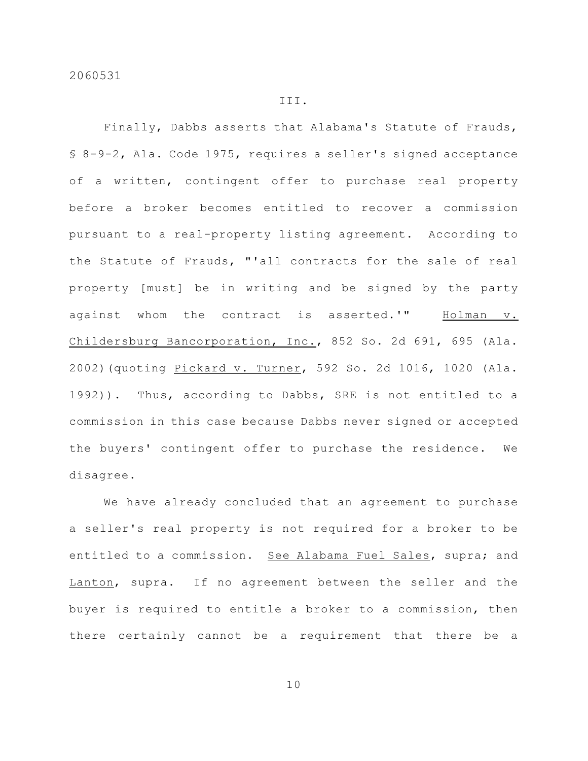III.

Finally, Dabbs asserts that Alabama's Statute of Frauds, § 8-9-2, Ala. Code 1975, requires a seller's signed acceptance of a written, contingent offer to purchase real property before a broker becomes entitled to recover a commission pursuant to a real-property listing agreement. According to the Statute of Frauds, "'all contracts for the sale of real property [must] be in writing and be signed by the party against whom the contract is asserted.'" Holman v. Childersburg Bancorporation, Inc., 852 So. 2d 691, 695 (Ala. 2002)(quoting Pickard v. Turner, 592 So. 2d 1016, 1020 (Ala. 1992)). Thus, according to Dabbs, SRE is not entitled to a commission in this case because Dabbs never signed or accepted the buyers' contingent offer to purchase the residence. We disagree.

We have already concluded that an agreement to purchase a seller's real property is not required for a broker to be entitled to a commission. See Alabama Fuel Sales, supra; and Lanton, supra. If no agreement between the seller and the buyer is required to entitle a broker to a commission, then there certainly cannot be a requirement that there be a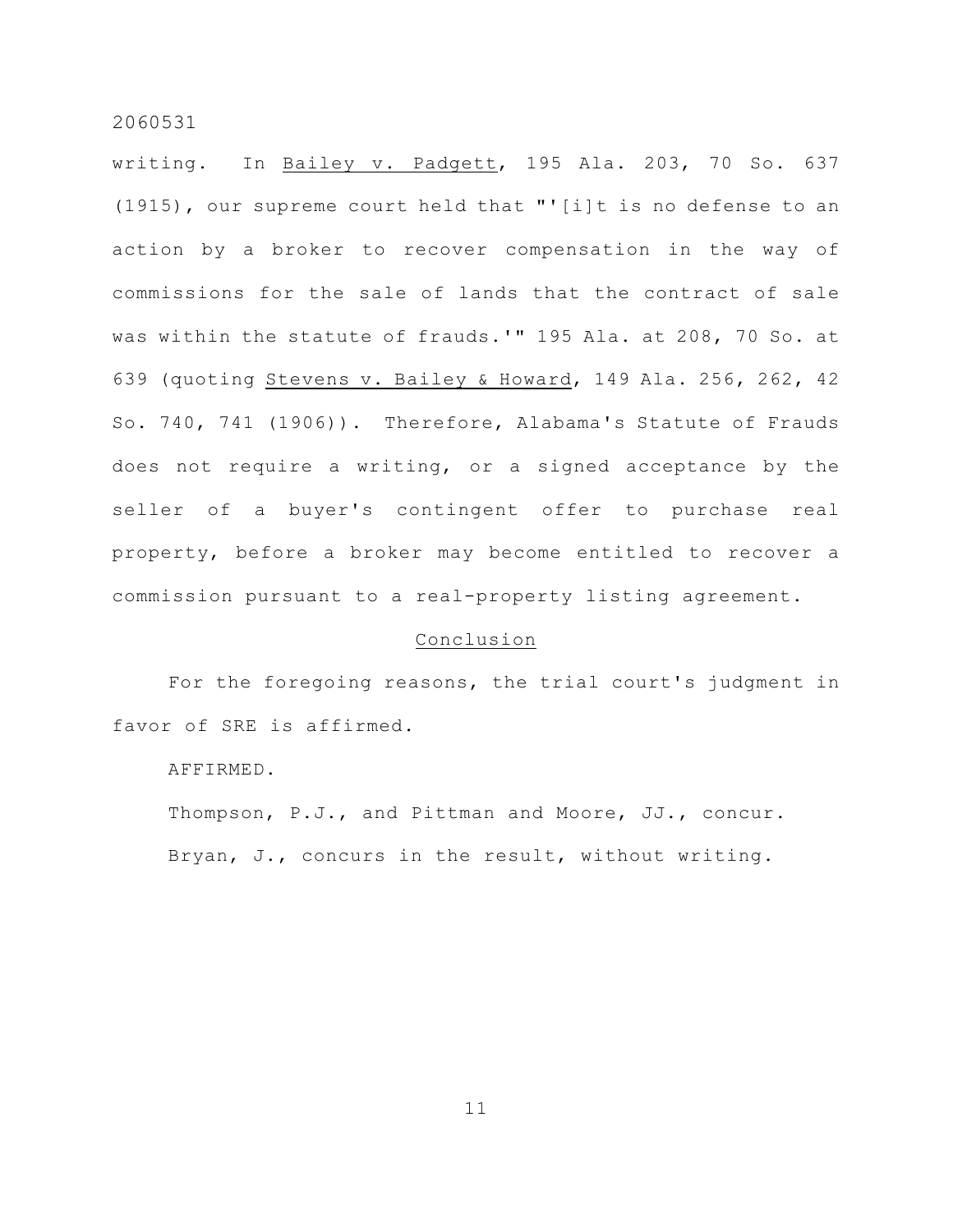writing. In Bailey v. Padgett, 195 Ala. 203, 70 So. 637 (1915), our supreme court held that "'[i]t is no defense to an action by a broker to recover compensation in the way of commissions for the sale of lands that the contract of sale was within the statute of frauds.'" 195 Ala. at 208, 70 So. at 639 (quoting Stevens v. Bailey & Howard, 149 Ala. 256, 262, 42 So. 740, 741 (1906)). Therefore, Alabama's Statute of Frauds does not require a writing, or a signed acceptance by the seller of a buyer's contingent offer to purchase real property, before a broker may become entitled to recover a commission pursuant to a real-property listing agreement.

## Conclusion

For the foregoing reasons, the trial court's judgment in favor of SRE is affirmed.

AFFIRMED.

Thompson, P.J., and Pittman and Moore, JJ., concur.

Bryan, J., concurs in the result, without writing.